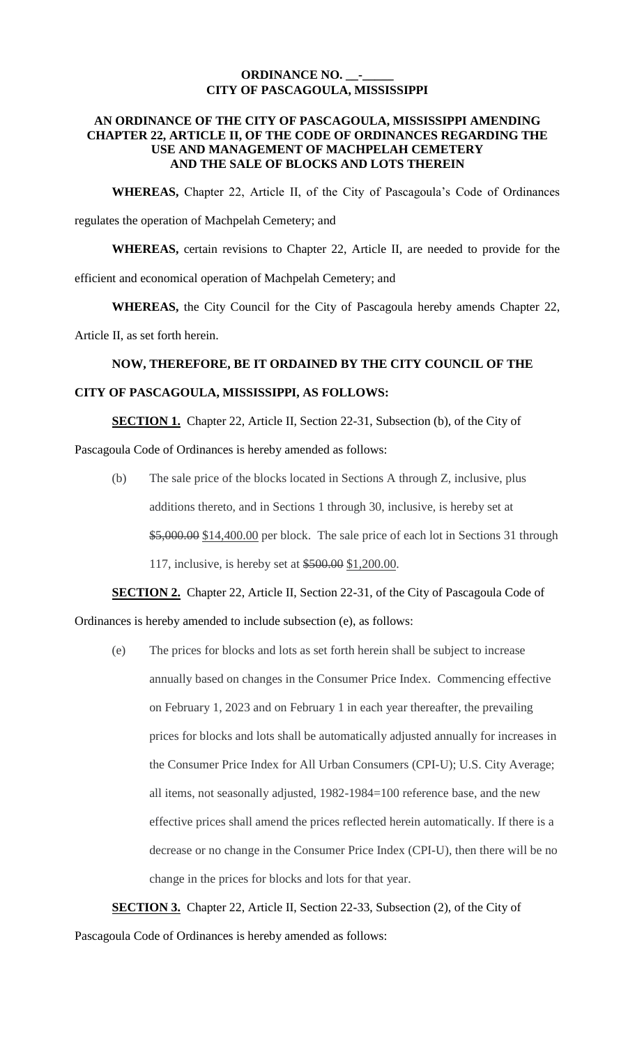**ORDINANCE NO. __-_____**
**CITY OF PASCAGOULA, MISSISSIPPI**

**AN ORDINANCE OF THE CITY OF PASCAGOULA, MISSISSIPPI AMENDING CHAPTER 22, ARTICLE II, OF THE CODE OF ORDINANCES REGARDING THE USE AND MANAGEMENT OF MACHPELAH CEMETERY AND THE SALE OF BLOCKS AND LOTS THEREIN**

**WHEREAS,** Chapter 22, Article II, of the City of Pascagoula's Code of Ordinances regulates the operation of Machpelah Cemetery; and

**WHEREAS,** certain revisions to Chapter 22, Article II, are needed to provide for the efficient and economical operation of Machpelah Cemetery; and

**WHEREAS,** the City Council for the City of Pascagoula hereby amends Chapter 22, Article II, as set forth herein.

**NOW, THEREFORE, BE IT ORDAINED BY THE CITY COUNCIL OF THE CITY OF PASCAGOULA, MISSISSIPPI, AS FOLLOWS:**

**SECTION 1.** Chapter 22, Article II, Section 22-31, Subsection (b), of the City of Pascagoula Code of Ordinances is hereby amended as follows:

(b) The sale price of the blocks located in Sections A through Z, inclusive, plus additions thereto, and in Sections 1 through 30, inclusive, is hereby set at ~~$5,000.00~~ $14,400.00 per block. The sale price of each lot in Sections 31 through 117, inclusive, is hereby set at ~~$500.00~~ $1,200.00.

**SECTION 2.** Chapter 22, Article II, Section 22-31, of the City of Pascagoula Code of Ordinances is hereby amended to include subsection (e), as follows:

(e) The prices for blocks and lots as set forth herein shall be subject to increase annually based on changes in the Consumer Price Index. Commencing effective on February 1, 2023 and on February 1 in each year thereafter, the prevailing prices for blocks and lots shall be automatically adjusted annually for increases in the Consumer Price Index for All Urban Consumers (CPI-U); U.S. City Average; all items, not seasonally adjusted, 1982-1984=100 reference base, and the new effective prices shall amend the prices reflected herein automatically. If there is a decrease or no change in the Consumer Price Index (CPI-U), then there will be no change in the prices for blocks and lots for that year.

**SECTION 3.** Chapter 22, Article II, Section 22-33, Subsection (2), of the City of Pascagoula Code of Ordinances is hereby amended as follows: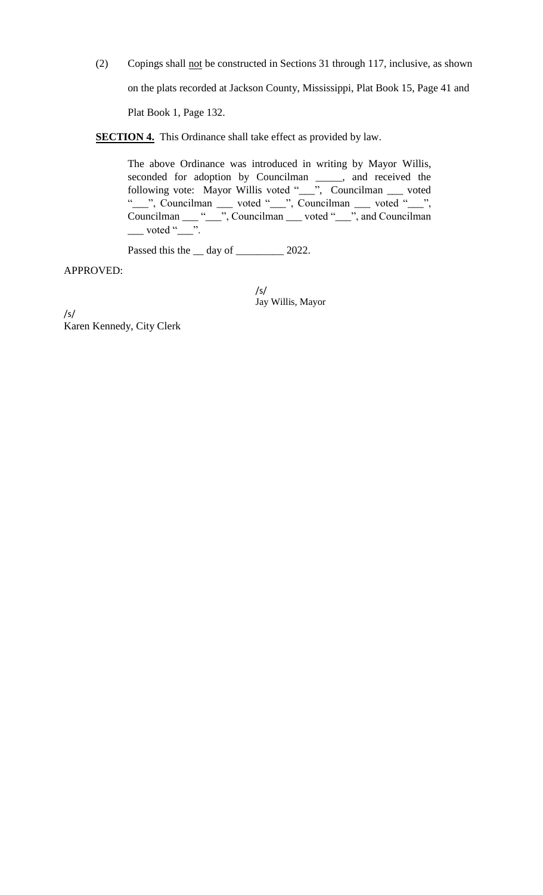(2) Copings shall <u>not</u> be constructed in Sections 31 through 117, inclusive, as shown on the plats recorded at Jackson County, Mississippi, Plat Book 15, Page 41 and Plat Book 1, Page 132.

**<u>SECTION 4.</u>** This Ordinance shall take effect as provided by law.

The above Ordinance was introduced in writing by Mayor Willis, seconded for adoption by Councilman _____, and received the following vote: Mayor Willis voted "___", Councilman ___ voted "___", Councilman ___ voted "___", Councilman ___ voted "___", Councilman ___ "___", Councilman ___ voted "___", and Councilman ___ voted "___".

Passed this the __ day of _________ 2022.

APPROVED:

/s/
Jay Willis, Mayor

/s/
Karen Kennedy, City Clerk